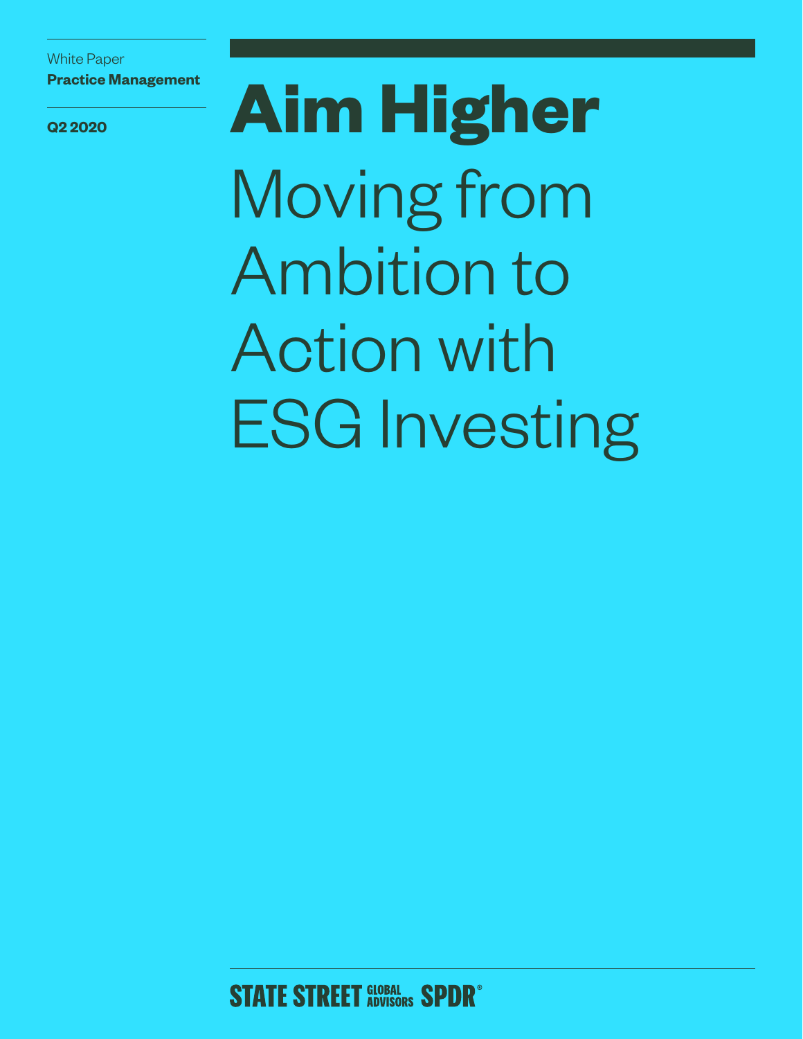White Paper
**Practice Management**

**Q2 2020**

# Aim Higher

## Moving from Ambition to Action with ESG Investing

STATE STREET GLOBAL ADVISORS SPDR®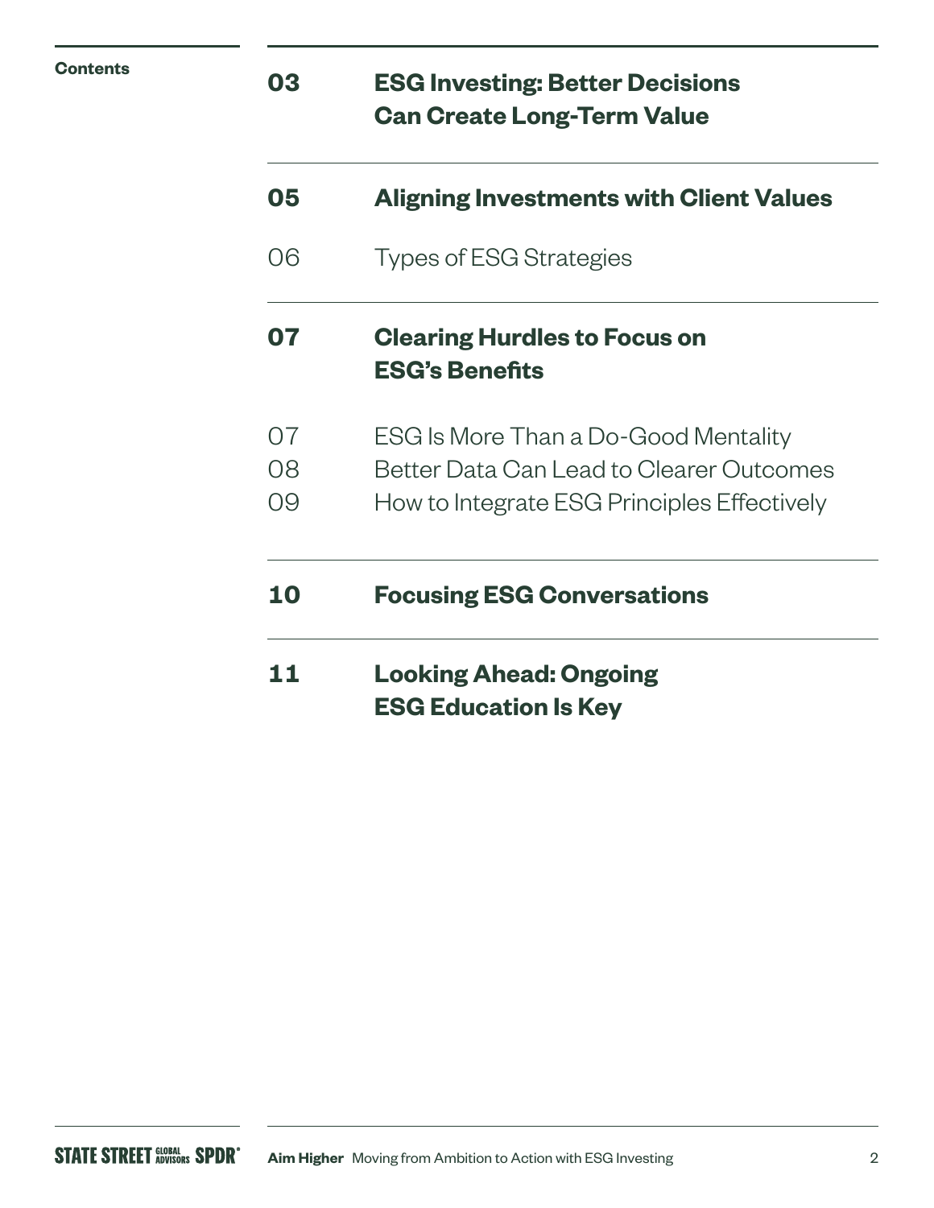## Contents

**03** **ESG Investing: Better Decisions Can Create Long-Term Value**

**05** **Aligning Investments with Client Values**

06 Types of ESG Strategies

**07** **Clearing Hurdles to Focus on ESG's Benefits**

07 ESG Is More Than a Do-Good Mentality
08 Better Data Can Lead to Clearer Outcomes
09 How to Integrate ESG Principles Effectively

**10** **Focusing ESG Conversations**

**11** **Looking Ahead: Ongoing ESG Education Is Key**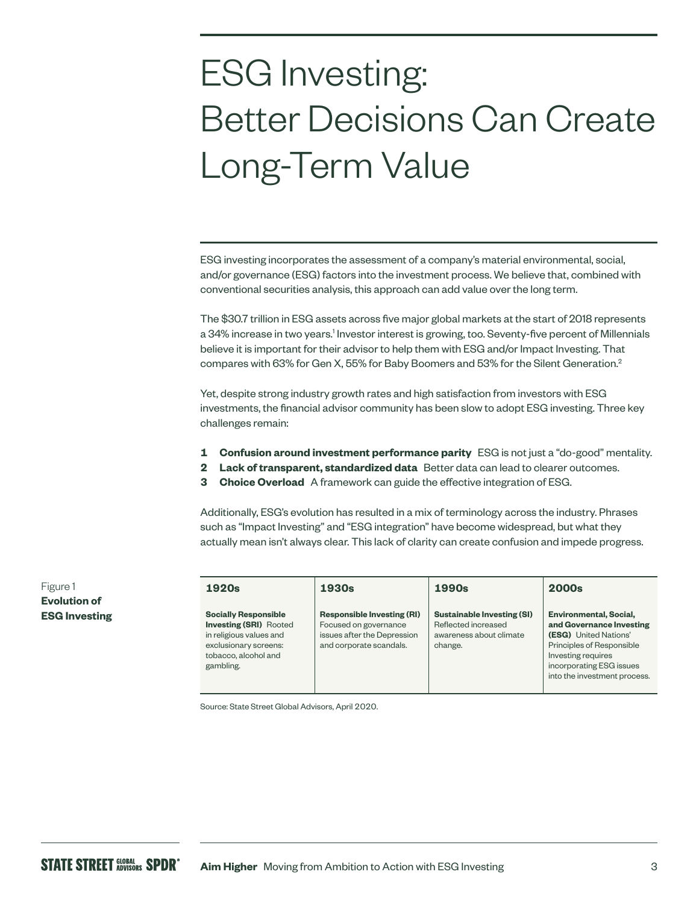# ESG Investing: Better Decisions Can Create Long-Term Value

ESG investing incorporates the assessment of a company's material environmental, social, and/or governance (ESG) factors into the investment process. We believe that, combined with conventional securities analysis, this approach can add value over the long term.

The $30.7 trillion in ESG assets across five major global markets at the start of 2018 represents a 34% increase in two years.[1] Investor interest is growing, too. Seventy-five percent of Millennials believe it is important for their advisor to help them with ESG and/or Impact Investing. That compares with 63% for Gen X, 55% for Baby Boomers and 53% for the Silent Generation.[2]

Yet, despite strong industry growth rates and high satisfaction from investors with ESG investments, the financial advisor community has been slow to adopt ESG investing. Three key challenges remain:

1. **Confusion around investment performance parity** ESG is not just a "do-good" mentality.
2. **Lack of transparent, standardized data** Better data can lead to clearer outcomes.
3. **Choice Overload** A framework can guide the effective integration of ESG.

Additionally, ESG's evolution has resulted in a mix of terminology across the industry. Phrases such as "Impact Investing" and "ESG integration" have become widespread, but what they actually mean isn't always clear. This lack of clarity can create confusion and impede progress.

Figure 1
**Evolution of ESG Investing**

| 1920s | 1930s | 1990s | 2000s |
|---|---|---|---|
| **Socially Responsible Investing (SRI)** Rooted in religious values and exclusionary screens: tobacco, alcohol and gambling. | **Responsible Investing (RI)** Focused on governance issues after the Depression and corporate scandals. | **Sustainable Investing (SI)** Reflected increased awareness about climate change. | **Environmental, Social, and Governance Investing (ESG)** United Nations' Principles of Responsible Investing requires incorporating ESG issues into the investment process. |

Source: State Street Global Advisors, April 2020.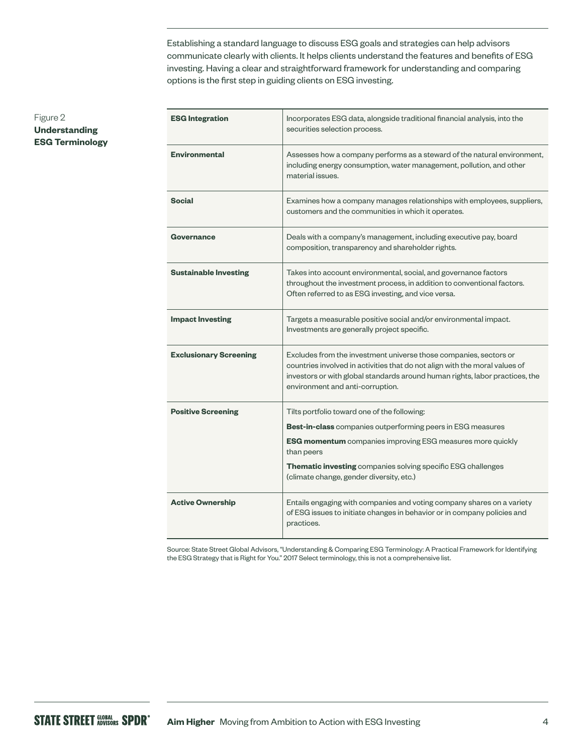Establishing a standard language to discuss ESG goals and strategies can help advisors communicate clearly with clients. It helps clients understand the features and benefits of ESG investing. Having a clear and straightforward framework for understanding and comparing options is the first step in guiding clients on ESG investing.

Figure 2
**Understanding ESG Terminology**

| | |
|---|---|
| **ESG Integration** | Incorporates ESG data, alongside traditional financial analysis, into the securities selection process. |
| **Environmental** | Assesses how a company performs as a steward of the natural environment, including energy consumption, water management, pollution, and other material issues. |
| **Social** | Examines how a company manages relationships with employees, suppliers, customers and the communities in which it operates. |
| **Governance** | Deals with a company's management, including executive pay, board composition, transparency and shareholder rights. |
| **Sustainable Investing** | Takes into account environmental, social, and governance factors throughout the investment process, in addition to conventional factors. Often referred to as ESG investing, and vice versa. |
| **Impact Investing** | Targets a measurable positive social and/or environmental impact. Investments are generally project specific. |
| **Exclusionary Screening** | Excludes from the investment universe those companies, sectors or countries involved in activities that do not align with the moral values of investors or with global standards around human rights, labor practices, the environment and anti-corruption. |
| **Positive Screening** | Tilts portfolio toward one of the following:<br>**Best-in-class** companies outperforming peers in ESG measures<br>**ESG momentum** companies improving ESG measures more quickly than peers<br>**Thematic investing** companies solving specific ESG challenges (climate change, gender diversity, etc.) |
| **Active Ownership** | Entails engaging with companies and voting company shares on a variety of ESG issues to initiate changes in behavior or in company policies and practices. |

Source: State Street Global Advisors, "Understanding & Comparing ESG Terminology: A Practical Framework for Identifying the ESG Strategy that is Right for You." 2017 Select terminology, this is not a comprehensive list.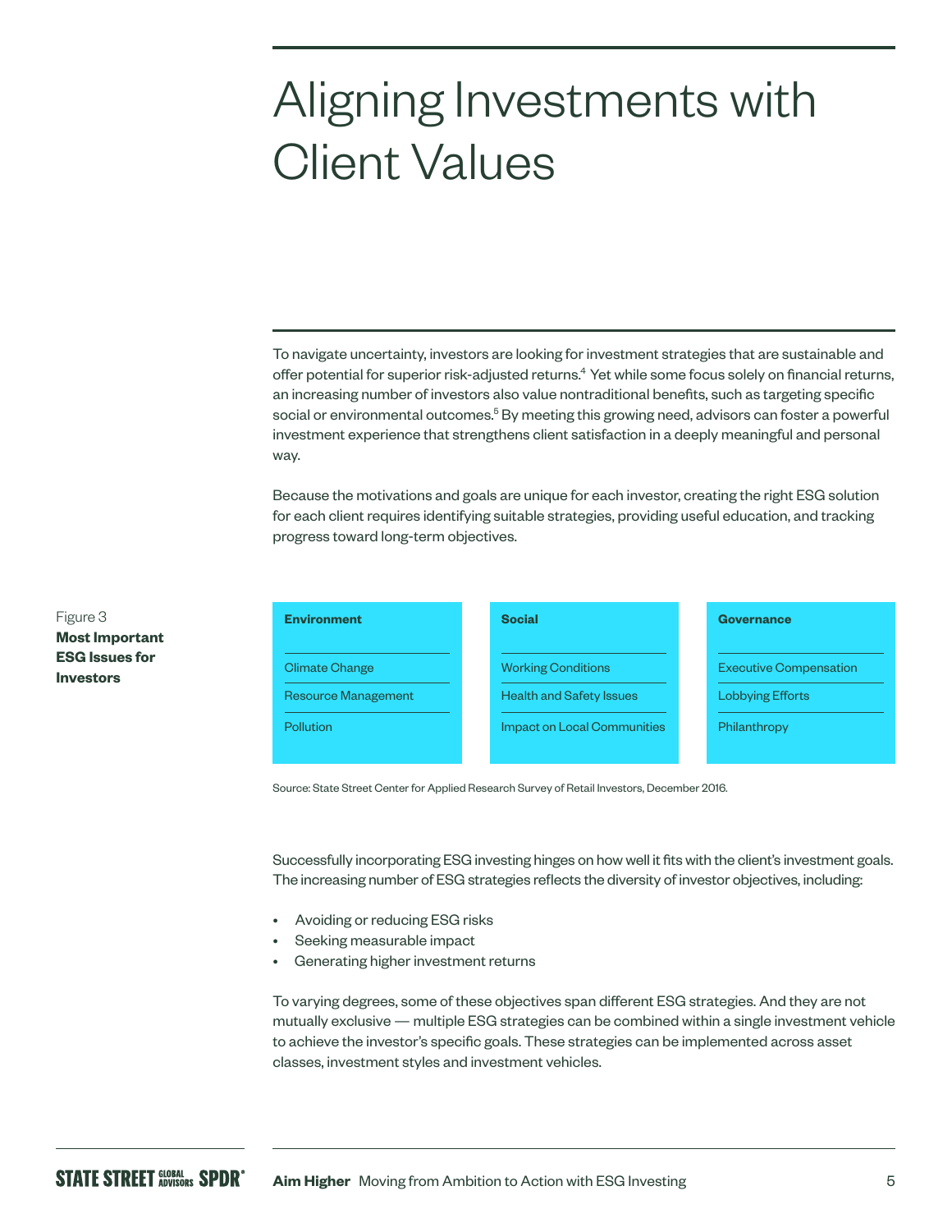# Aligning Investments with Client Values

To navigate uncertainty, investors are looking for investment strategies that are sustainable and offer potential for superior risk-adjusted returns.[4] Yet while some focus solely on financial returns, an increasing number of investors also value nontraditional benefits, such as targeting specific social or environmental outcomes.[5] By meeting this growing need, advisors can foster a powerful investment experience that strengthens client satisfaction in a deeply meaningful and personal way.

Because the motivations and goals are unique for each investor, creating the right ESG solution for each client requires identifying suitable strategies, providing useful education, and tracking progress toward long-term objectives.

Figure 3
**Most Important ESG Issues for Investors**

| Environment | Social | Governance |
|---|---|---|
| Climate Change | Working Conditions | Executive Compensation |
| Resource Management | Health and Safety Issues | Lobbying Efforts |
| Pollution | Impact on Local Communities | Philanthropy |

Source: State Street Center for Applied Research Survey of Retail Investors, December 2016.

Successfully incorporating ESG investing hinges on how well it fits with the client's investment goals. The increasing number of ESG strategies reflects the diversity of investor objectives, including:

- Avoiding or reducing ESG risks
- Seeking measurable impact
- Generating higher investment returns

To varying degrees, some of these objectives span different ESG strategies. And they are not mutually exclusive — multiple ESG strategies can be combined within a single investment vehicle to achieve the investor's specific goals. These strategies can be implemented across asset classes, investment styles and investment vehicles.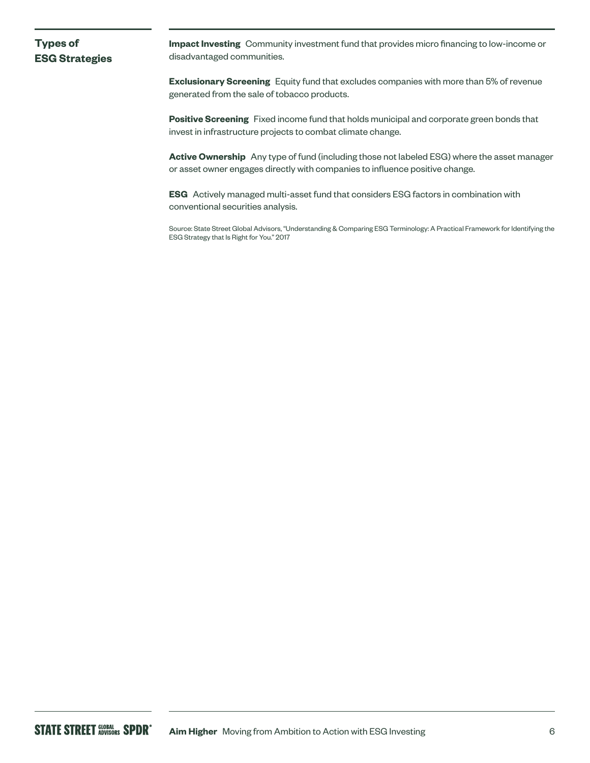## Types of ESG Strategies

**Impact Investing** Community investment fund that provides micro financing to low-income or disadvantaged communities.

**Exclusionary Screening** Equity fund that excludes companies with more than 5% of revenue generated from the sale of tobacco products.

**Positive Screening** Fixed income fund that holds municipal and corporate green bonds that invest in infrastructure projects to combat climate change.

**Active Ownership** Any type of fund (including those not labeled ESG) where the asset manager or asset owner engages directly with companies to influence positive change.

**ESG** Actively managed multi-asset fund that considers ESG factors in combination with conventional securities analysis.

Source: State Street Global Advisors, "Understanding & Comparing ESG Terminology: A Practical Framework for Identifying the ESG Strategy that Is Right for You." 2017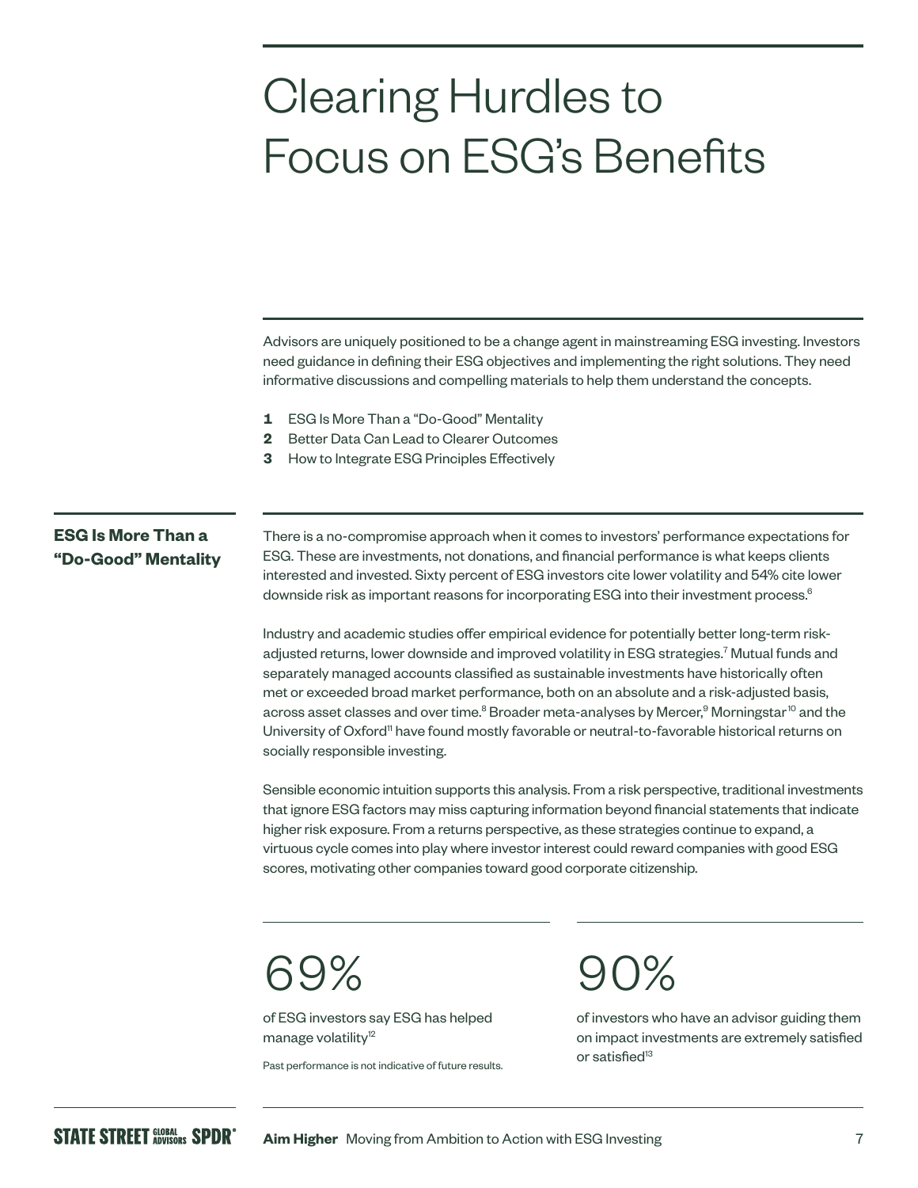# Clearing Hurdles to Focus on ESG's Benefits

Advisors are uniquely positioned to be a change agent in mainstreaming ESG investing. Investors need guidance in defining their ESG objectives and implementing the right solutions. They need informative discussions and compelling materials to help them understand the concepts.

1. ESG Is More Than a "Do-Good" Mentality
2. Better Data Can Lead to Clearer Outcomes
3. How to Integrate ESG Principles Effectively

## ESG Is More Than a "Do-Good" Mentality

There is a no-compromise approach when it comes to investors' performance expectations for ESG. These are investments, not donations, and financial performance is what keeps clients interested and invested. Sixty percent of ESG investors cite lower volatility and 54% cite lower downside risk as important reasons for incorporating ESG into their investment process.[6]

Industry and academic studies offer empirical evidence for potentially better long-term risk-adjusted returns, lower downside and improved volatility in ESG strategies.[7] Mutual funds and separately managed accounts classified as sustainable investments have historically often met or exceeded broad market performance, both on an absolute and a risk-adjusted basis, across asset classes and over time.[8] Broader meta-analyses by Mercer,[9] Morningstar[10] and the University of Oxford[11] have found mostly favorable or neutral-to-favorable historical returns on socially responsible investing.

Sensible economic intuition supports this analysis. From a risk perspective, traditional investments that ignore ESG factors may miss capturing information beyond financial statements that indicate higher risk exposure. From a returns perspective, as these strategies continue to expand, a virtuous cycle comes into play where investor interest could reward companies with good ESG scores, motivating other companies toward good corporate citizenship.

**69%**

of ESG investors say ESG has helped manage volatility[12]

Past performance is not indicative of future results.

**90%**

of investors who have an advisor guiding them on impact investments are extremely satisfied or satisfied[13]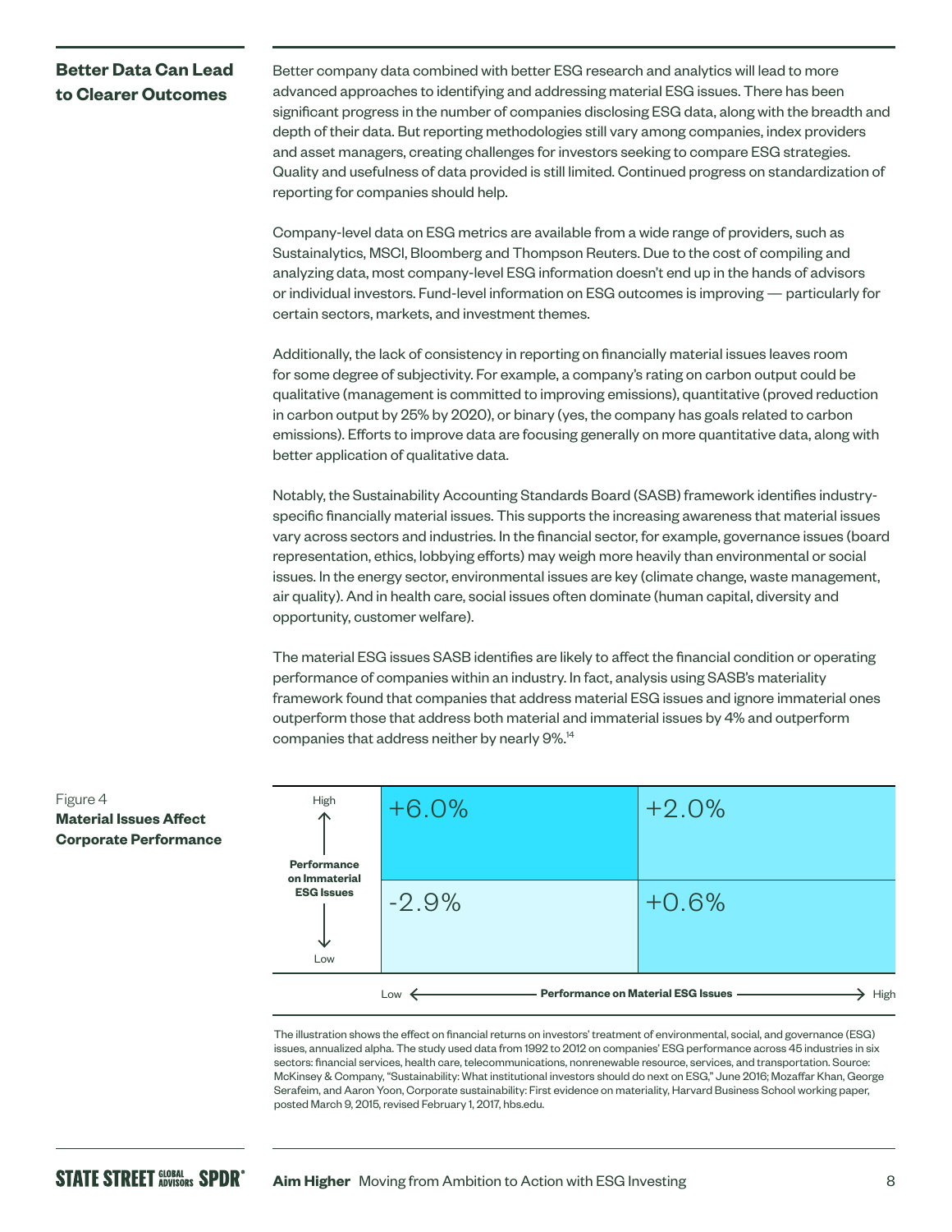## Better Data Can Lead to Clearer Outcomes

Better company data combined with better ESG research and analytics will lead to more advanced approaches to identifying and addressing material ESG issues. There has been significant progress in the number of companies disclosing ESG data, along with the breadth and depth of their data. But reporting methodologies still vary among companies, index providers and asset managers, creating challenges for investors seeking to compare ESG strategies. Quality and usefulness of data provided is still limited. Continued progress on standardization of reporting for companies should help.

Company-level data on ESG metrics are available from a wide range of providers, such as Sustainalytics, MSCI, Bloomberg and Thompson Reuters. Due to the cost of compiling and analyzing data, most company-level ESG information doesn't end up in the hands of advisors or individual investors. Fund-level information on ESG outcomes is improving — particularly for certain sectors, markets, and investment themes.

Additionally, the lack of consistency in reporting on financially material issues leaves room for some degree of subjectivity. For example, a company's rating on carbon output could be qualitative (management is committed to improving emissions), quantitative (proved reduction in carbon output by 25% by 2020), or binary (yes, the company has goals related to carbon emissions). Efforts to improve data are focusing generally on more quantitative data, along with better application of qualitative data.

Notably, the Sustainability Accounting Standards Board (SASB) framework identifies industry-specific financially material issues. This supports the increasing awareness that material issues vary across sectors and industries. In the financial sector, for example, governance issues (board representation, ethics, lobbying efforts) may weigh more heavily than environmental or social issues. In the energy sector, environmental issues are key (climate change, waste management, air quality). And in health care, social issues often dominate (human capital, diversity and opportunity, customer welfare).

The material ESG issues SASB identifies are likely to affect the financial condition or operating performance of companies within an industry. In fact, analysis using SASB's materiality framework found that companies that address material ESG issues and ignore immaterial ones outperform those that address both material and immaterial issues by 4% and outperform companies that address neither by nearly 9%.[14]

Figure 4
**Material Issues Affect Corporate Performance**

| Performance on Immaterial ESG Issues ↓ / Performance on Material ESG Issues → | Low | High |
|---|---|---|
| High | +6.0% | +2.0% |
| Low | -2.9% | +0.6% |

The illustration shows the effect on financial returns on investors' treatment of environmental, social, and governance (ESG) issues, annualized alpha. The study used data from 1992 to 2012 on companies' ESG performance across 45 industries in six sectors: financial services, health care, telecommunications, nonrenewable resource, services, and transportation. Source: McKinsey & Company, "Sustainability: What institutional investors should do next on ESG," June 2016; Mozaffar Khan, George Serafeim, and Aaron Yoon, Corporate sustainability: First evidence on materiality, Harvard Business School working paper, posted March 9, 2015, revised February 1, 2017, hbs.edu.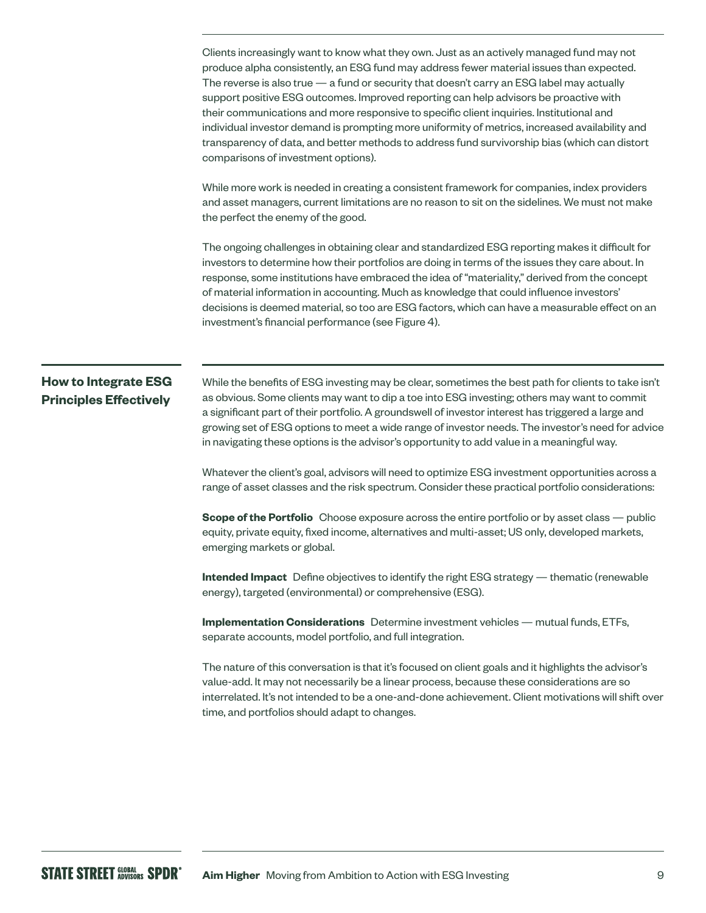Clients increasingly want to know what they own. Just as an actively managed fund may not produce alpha consistently, an ESG fund may address fewer material issues than expected. The reverse is also true — a fund or security that doesn't carry an ESG label may actually support positive ESG outcomes. Improved reporting can help advisors be proactive with their communications and more responsive to specific client inquiries. Institutional and individual investor demand is prompting more uniformity of metrics, increased availability and transparency of data, and better methods to address fund survivorship bias (which can distort comparisons of investment options).

While more work is needed in creating a consistent framework for companies, index providers and asset managers, current limitations are no reason to sit on the sidelines. We must not make the perfect the enemy of the good.

The ongoing challenges in obtaining clear and standardized ESG reporting makes it difficult for investors to determine how their portfolios are doing in terms of the issues they care about. In response, some institutions have embraced the idea of "materiality," derived from the concept of material information in accounting. Much as knowledge that could influence investors' decisions is deemed material, so too are ESG factors, which can have a measurable effect on an investment's financial performance (see Figure 4).

## How to Integrate ESG Principles Effectively

While the benefits of ESG investing may be clear, sometimes the best path for clients to take isn't as obvious. Some clients may want to dip a toe into ESG investing; others may want to commit a significant part of their portfolio. A groundswell of investor interest has triggered a large and growing set of ESG options to meet a wide range of investor needs. The investor's need for advice in navigating these options is the advisor's opportunity to add value in a meaningful way.

Whatever the client's goal, advisors will need to optimize ESG investment opportunities across a range of asset classes and the risk spectrum. Consider these practical portfolio considerations:

**Scope of the Portfolio** Choose exposure across the entire portfolio or by asset class — public equity, private equity, fixed income, alternatives and multi-asset; US only, developed markets, emerging markets or global.

**Intended Impact** Define objectives to identify the right ESG strategy — thematic (renewable energy), targeted (environmental) or comprehensive (ESG).

**Implementation Considerations** Determine investment vehicles — mutual funds, ETFs, separate accounts, model portfolio, and full integration.

The nature of this conversation is that it's focused on client goals and it highlights the advisor's value-add. It may not necessarily be a linear process, because these considerations are so interrelated. It's not intended to be a one-and-done achievement. Client motivations will shift over time, and portfolios should adapt to changes.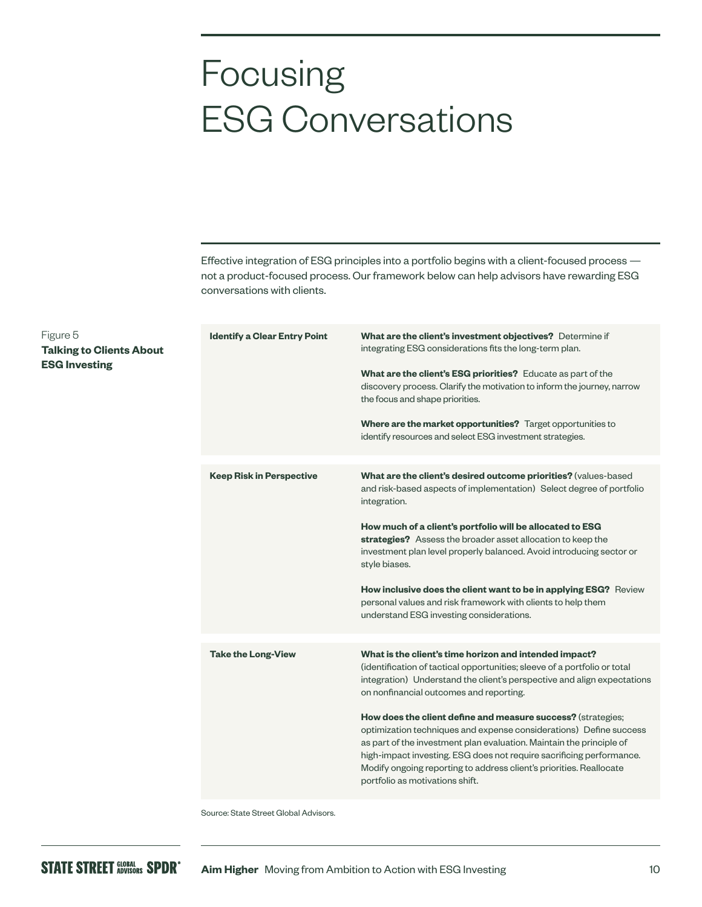# Focusing ESG Conversations

Effective integration of ESG principles into a portfolio begins with a client-focused process — not a product-focused process. Our framework below can help advisors have rewarding ESG conversations with clients.

Figure 5
**Talking to Clients About ESG Investing**

| | |
|---|---|
| **Identify a Clear Entry Point** | **What are the client's investment objectives?** Determine if integrating ESG considerations fits the long-term plan.<br><br>**What are the client's ESG priorities?** Educate as part of the discovery process. Clarify the motivation to inform the journey, narrow the focus and shape priorities.<br><br>**Where are the market opportunities?** Target opportunities to identify resources and select ESG investment strategies. |
| **Keep Risk in Perspective** | **What are the client's desired outcome priorities?** (values-based and risk-based aspects of implementation) Select degree of portfolio integration.<br><br>**How much of a client's portfolio will be allocated to ESG strategies?** Assess the broader asset allocation to keep the investment plan level properly balanced. Avoid introducing sector or style biases.<br><br>**How inclusive does the client want to be in applying ESG?** Review personal values and risk framework with clients to help them understand ESG investing considerations. |
| **Take the Long-View** | **What is the client's time horizon and intended impact?** (identification of tactical opportunities; sleeve of a portfolio or total integration) Understand the client's perspective and align expectations on nonfinancial outcomes and reporting.<br><br>**How does the client define and measure success?** (strategies; optimization techniques and expense considerations) Define success as part of the investment plan evaluation. Maintain the principle of high-impact investing. ESG does not require sacrificing performance. Modify ongoing reporting to address client's priorities. Reallocate portfolio as motivations shift. |

Source: State Street Global Advisors.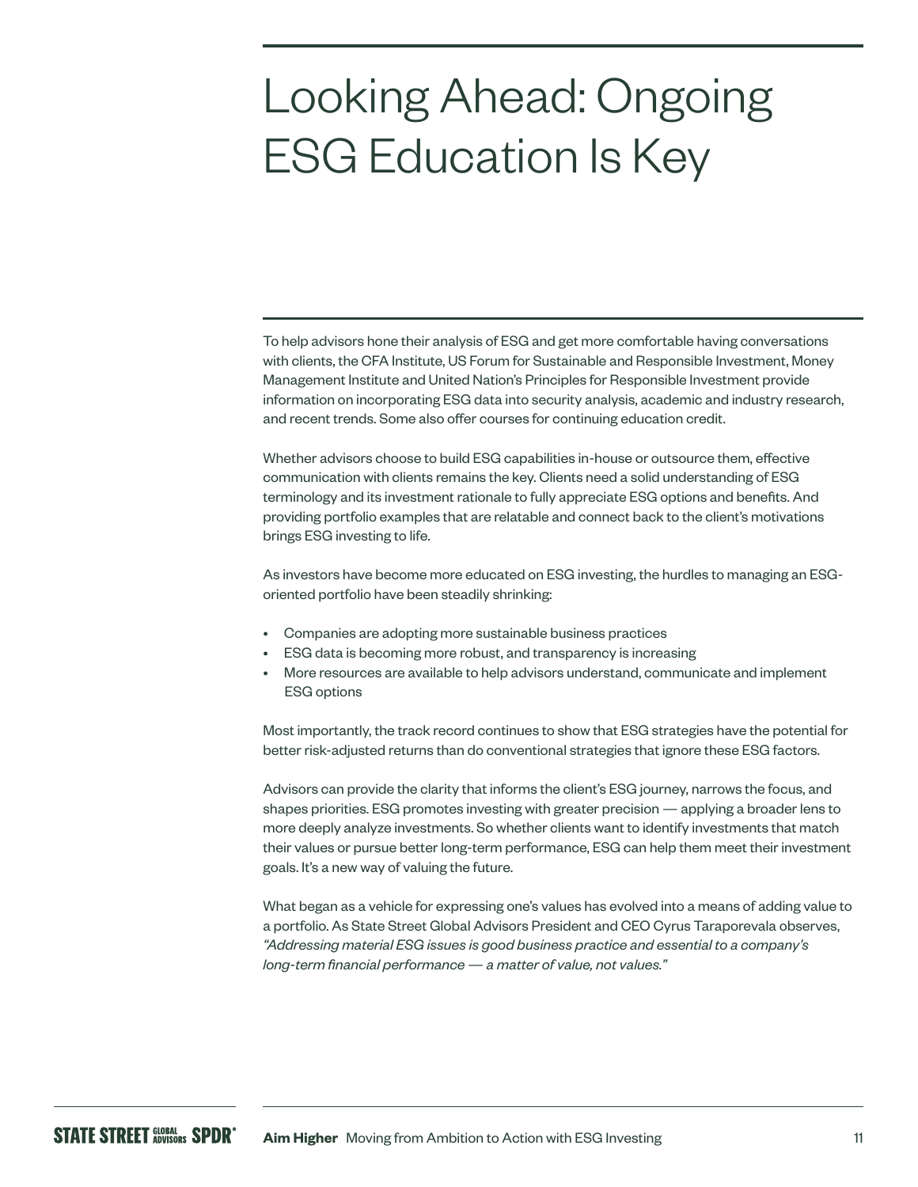# Looking Ahead: Ongoing ESG Education Is Key

To help advisors hone their analysis of ESG and get more comfortable having conversations with clients, the CFA Institute, US Forum for Sustainable and Responsible Investment, Money Management Institute and United Nation's Principles for Responsible Investment provide information on incorporating ESG data into security analysis, academic and industry research, and recent trends. Some also offer courses for continuing education credit.

Whether advisors choose to build ESG capabilities in-house or outsource them, effective communication with clients remains the key. Clients need a solid understanding of ESG terminology and its investment rationale to fully appreciate ESG options and benefits. And providing portfolio examples that are relatable and connect back to the client's motivations brings ESG investing to life.

As investors have become more educated on ESG investing, the hurdles to managing an ESG-oriented portfolio have been steadily shrinking:

- Companies are adopting more sustainable business practices
- ESG data is becoming more robust, and transparency is increasing
- More resources are available to help advisors understand, communicate and implement ESG options

Most importantly, the track record continues to show that ESG strategies have the potential for better risk-adjusted returns than do conventional strategies that ignore these ESG factors.

Advisors can provide the clarity that informs the client's ESG journey, narrows the focus, and shapes priorities. ESG promotes investing with greater precision — applying a broader lens to more deeply analyze investments. So whether clients want to identify investments that match their values or pursue better long-term performance, ESG can help them meet their investment goals. It's a new way of valuing the future.

What began as a vehicle for expressing one's values has evolved into a means of adding value to a portfolio. As State Street Global Advisors President and CEO Cyrus Taraporevala observes, *"Addressing material ESG issues is good business practice and essential to a company's long-term financial performance — a matter of value, not values."*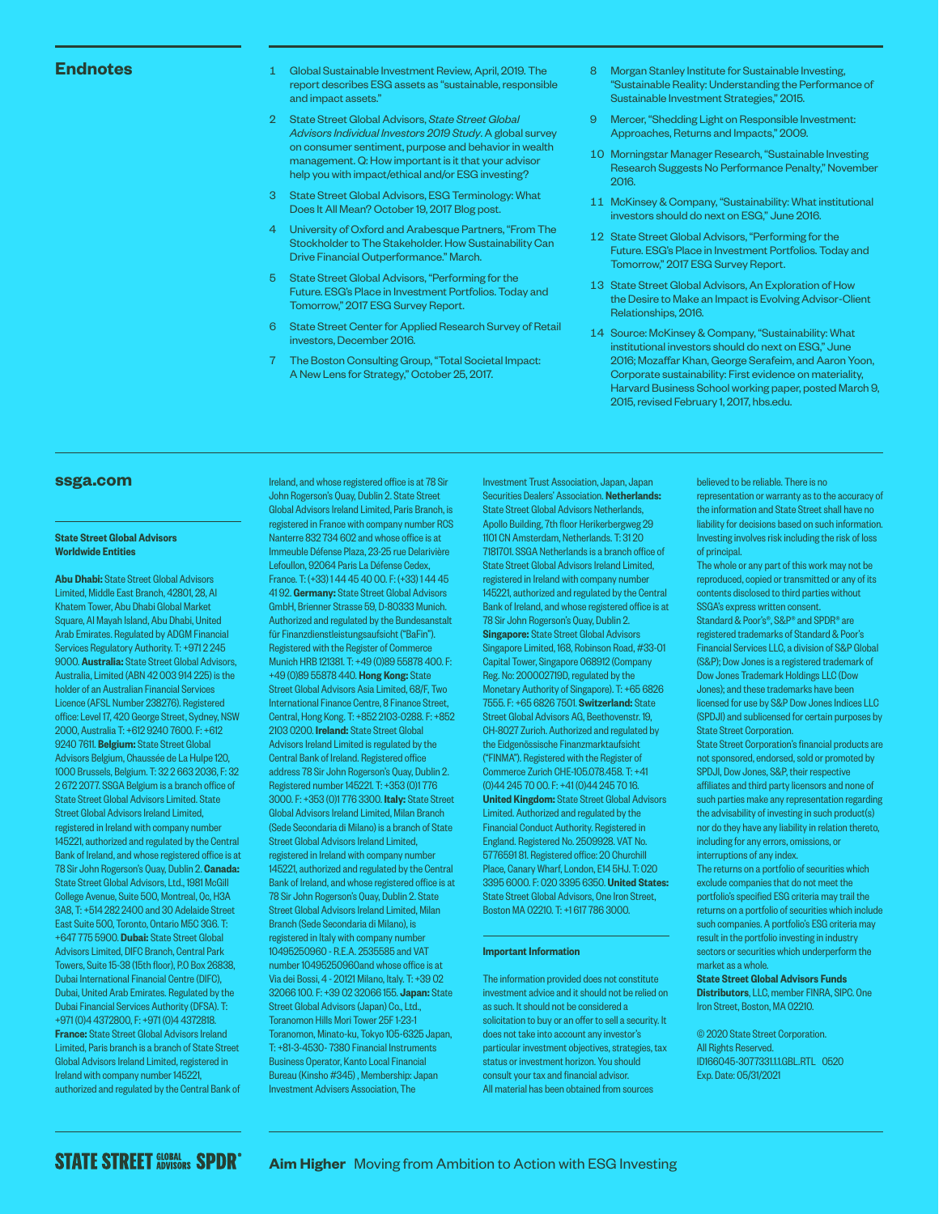## Endnotes

1. Global Sustainable Investment Review, April, 2019. The report describes ESG assets as "sustainable, responsible and impact assets."
2. State Street Global Advisors, *State Street Global Advisors Individual Investors 2019 Study*. A global survey on consumer sentiment, purpose and behavior in wealth management. Q: How important is it that your advisor help you with impact/ethical and/or ESG investing?
3. State Street Global Advisors, ESG Terminology: What Does It All Mean? October 19, 2017 Blog post.
4. University of Oxford and Arabesque Partners, "From The Stockholder to The Stakeholder. How Sustainability Can Drive Financial Outperformance." March.
5. State Street Global Advisors, "Performing for the Future. ESG's Place in Investment Portfolios. Today and Tomorrow," 2017 ESG Survey Report.
6. State Street Center for Applied Research Survey of Retail investors, December 2016.
7. The Boston Consulting Group, "Total Societal Impact: A New Lens for Strategy," October 25, 2017.
8. Morgan Stanley Institute for Sustainable Investing, "Sustainable Reality: Understanding the Performance of Sustainable Investment Strategies," 2015.
9. Mercer, "Shedding Light on Responsible Investment: Approaches, Returns and Impacts," 2009.
10. Morningstar Manager Research, "Sustainable Investing Research Suggests No Performance Penalty," November 2016.
11. McKinsey & Company, "Sustainability: What institutional investors should do next on ESG," June 2016.
12. State Street Global Advisors, "Performing for the Future. ESG's Place in Investment Portfolios. Today and Tomorrow," 2017 ESG Survey Report.
13. State Street Global Advisors, An Exploration of How the Desire to Make an Impact is Evolving Advisor-Client Relationships, 2016.
14. Source: McKinsey & Company, "Sustainability: What institutional investors should do next on ESG," June 2016; Mozaffar Khan, George Serafeim, and Aaron Yoon, Corporate sustainability: First evidence on materiality, Harvard Business School working paper, posted March 9, 2015, revised February 1, 2017, hbs.edu.

## ssga.com

**State Street Global Advisors Worldwide Entities**

**Abu Dhabi:** State Street Global Advisors Limited, Middle East Branch, 42801, 28, Al Khatem Tower, Abu Dhabi Global Market Square, Al Mayah Island, Abu Dhabi, United Arab Emirates. Regulated by ADGM Financial Services Regulatory Authority. T: +971 2 245 9000. **Australia:** State Street Global Advisors, Australia, Limited (ABN 42 003 914 225) is the holder of an Australian Financial Services Licence (AFSL Number 238276). Registered office: Level 17, 420 George Street, Sydney, NSW 2000, Australia T: +612 9240 7600. F: +612 9240 7611. **Belgium:** State Street Global Advisors Belgium, Chaussée de La Hulpe 120, 1000 Brussels, Belgium. T: 32 2 663 2036, F: 32 2 672 2077. SSGA Belgium is a branch office of State Street Global Advisors Limited. State Street Global Advisors Ireland Limited, registered in Ireland with company number 145221, authorized and regulated by the Central Bank of Ireland, and whose registered office is at 78 Sir John Rogerson's Quay, Dublin 2. **Canada:** State Street Global Advisors, Ltd., 1981 McGill College Avenue, Suite 500, Montreal, Qc, H3A 3A8, T: +514 282 2400 and 30 Adelaide Street East Suite 500, Toronto, Ontario M5C 3G6. T: +647 775 5900. **Dubai:** State Street Global Advisors Limited, DIFC Branch, Central Park Towers, Suite 15-38 (15th floor), P.O Box 26838, Dubai International Financial Centre (DIFC), Dubai, United Arab Emirates. Regulated by the Dubai Financial Services Authority (DFSA). T: +971 (0)4 4372800, F: +971 (0)4 4372818. **France:** State Street Global Advisors Ireland Limited, Paris branch is a branch of State Street Global Advisors Ireland Limited, registered in Ireland with company number 145221, authorized and regulated by the Central Bank of Ireland, and whose registered office is at 78 Sir John Rogerson's Quay, Dublin 2. State Street Global Advisors Ireland Limited, Paris Branch, is registered in France with company number RCS Nanterre 832 734 602 and whose office is at Immeuble Défense Plaza, 23-25 rue Delarivière Lefoullon, 92064 Paris La Défense Cedex, France. T: (+33) 1 44 45 40 00. F: (+33) 1 44 45 41 92. **Germany:** State Street Global Advisors GmbH, Brienner Strasse 59, D-80333 Munich. Authorized and regulated by the Bundesanstalt für Finanzdienstleistungsaufsicht ("BaFin"). Registered with the Register of Commerce Munich HRB 121381. T: +49 (0)89 55878 400. F: +49 (0)89 55878 440. **Hong Kong:** State Street Global Advisors Asia Limited, 68/F, Two International Finance Centre, 8 Finance Street, Central, Hong Kong. T: +852 2103-0288. F: +852 2103 0200. **Ireland:** State Street Global Advisors Ireland Limited is regulated by the Central Bank of Ireland. Registered office address 78 Sir John Rogerson's Quay, Dublin 2. Registered number 145221. T: +353 (0)1 776 3000. F: +353 (0)1 776 3300. **Italy:** State Street Global Advisors Ireland Limited, Milan Branch (Sede Secondaria di Milano) is a branch of State Street Global Advisors Ireland Limited, registered in Ireland with company number 145221, authorized and regulated by the Central Bank of Ireland, and whose registered office is at 78 Sir John Rogerson's Quay, Dublin 2. State Street Global Advisors Ireland Limited, Milan Branch (Sede Secondaria di Milano), is registered in Italy with company number 10495250960 - R.E.A. 2535585 and VAT number 10495250960and whose office is at Via dei Bossi, 4 - 20121 Milano, Italy. T: +39 02 32066 100. F: +39 02 32066 155. **Japan:** State Street Global Advisors (Japan) Co., Ltd., Toranomon Hills Mori Tower 25F 1-23-1 Toranomon, Minato-ku, Tokyo 105-6325 Japan, T: +81-3-4530- 7380 Financial Instruments Business Operator, Kanto Local Financial Bureau (Kinsho #345) , Membership: Japan Investment Advisers Association, The Investment Trust Association, Japan, Japan Securities Dealers' Association. **Netherlands:** State Street Global Advisors Netherlands, Apollo Building, 7th floor Herikerbergweg 29 1101 CN Amsterdam, Netherlands. T: 31 20 7181701. SSGA Netherlands is a branch office of State Street Global Advisors Ireland Limited, registered in Ireland with company number 145221, authorized and regulated by the Central Bank of Ireland, and whose registered office is at 78 Sir John Rogerson's Quay, Dublin 2. **Singapore:** State Street Global Advisors Singapore Limited, 168, Robinson Road, #33-01 Capital Tower, Singapore 068912 (Company Reg. No: 200002719D, regulated by the Monetary Authority of Singapore). T: +65 6826 7555. F: +65 6826 7501. **Switzerland:** State Street Global Advisors AG, Beethovenstr. 19, CH-8027 Zurich. Authorized and regulated by the Eidgenössische Finanzmarktaufsicht ("FINMA"). Registered with the Register of Commerce Zurich CHE-105.078.458. T: +41 (0)44 245 70 00. F: +41 (0)44 245 70 16. **United Kingdom:** State Street Global Advisors Limited. Authorized and regulated by the Financial Conduct Authority. Registered in England. Registered No. 2509928. VAT No. 5776591 81. Registered office: 20 Churchill Place, Canary Wharf, London, E14 5HJ. T: 020 3395 6000. F: 020 3395 6350. **United States:** State Street Global Advisors, One Iron Street, Boston MA 02210. T: +1 617 786 3000.

**Important Information**

The information provided does not constitute investment advice and it should not be relied on as such. It should not be considered a solicitation to buy or an offer to sell a security. It does not take into account any investor's particular investment objectives, strategies, tax status or investment horizon. You should consult your tax and financial advisor.

All material has been obtained from sources believed to be reliable. There is no representation or warranty as to the accuracy of the information and State Street shall have no liability for decisions based on such information.

Investing involves risk including the risk of loss of principal.

The whole or any part of this work may not be reproduced, copied or transmitted or any of its contents disclosed to third parties without SSGA's express written consent.

Standard & Poor's®, S&P® and SPDR® are registered trademarks of Standard & Poor's Financial Services LLC, a division of S&P Global (S&P); Dow Jones is a registered trademark of Dow Jones Trademark Holdings LLC (Dow Jones); and these trademarks have been licensed for use by S&P Dow Jones Indices LLC (SPDJI) and sublicensed for certain purposes by State Street Corporation.

State Street Corporation's financial products are not sponsored, endorsed, sold or promoted by SPDJI, Dow Jones, S&P, their respective affiliates and third party licensors and none of such parties make any representation regarding the advisability of investing in such product(s) nor do they have any liability in relation thereto, including for any errors, omissions, or interruptions of any index.

The returns on a portfolio of securities which exclude companies that do not meet the portfolio's specified ESG criteria may trail the returns on a portfolio of securities which include such companies. A portfolio's ESG criteria may result in the portfolio investing in industry sectors or securities which underperform the market as a whole.

**State Street Global Advisors Funds Distributors**, LLC, member FINRA, SIPC. One Iron Street, Boston, MA 02210.

© 2020 State Street Corporation.
All Rights Reserved.
ID166045-3077331.1.1.GBL.RTL 0520
Exp. Date: 05/31/2021

STATE STREET GLOBAL ADVISORS SPDR®

**Aim Higher** Moving from Ambition to Action with ESG Investing